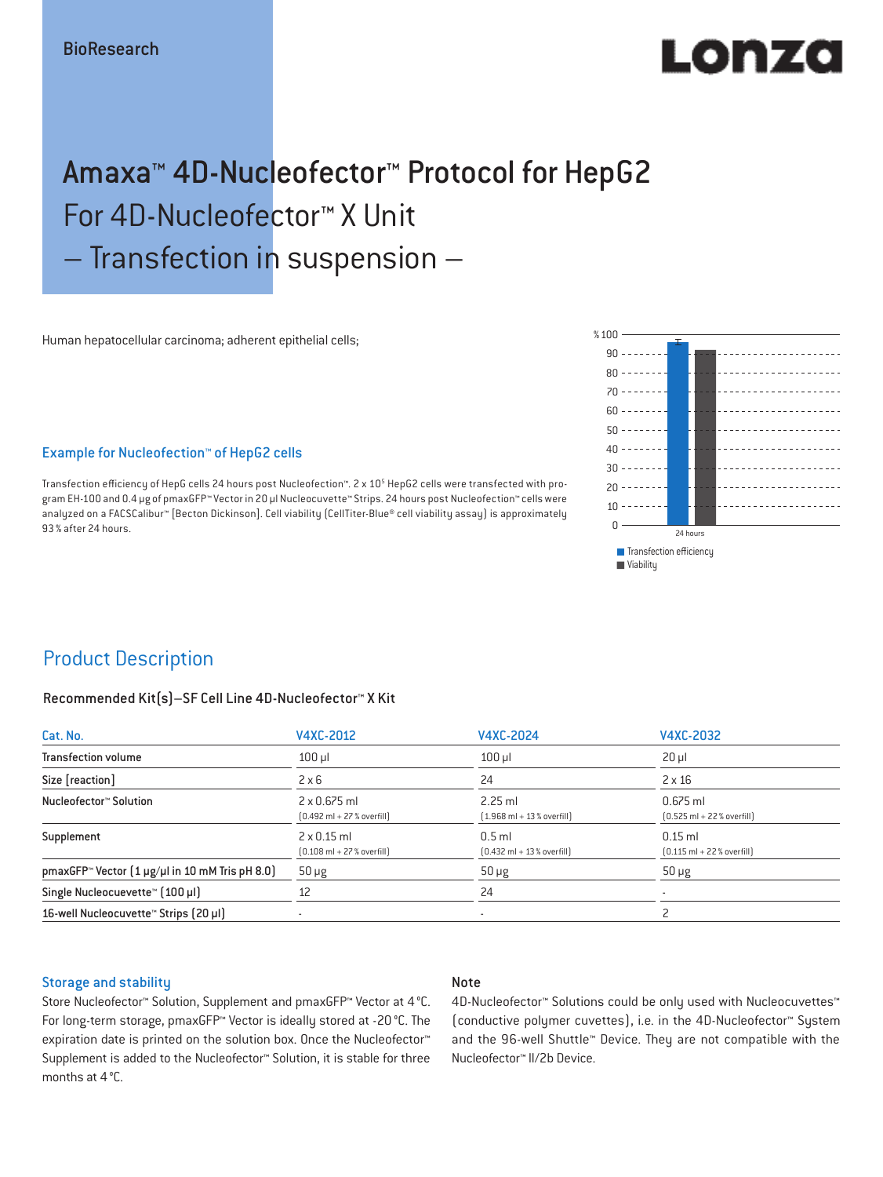BioResearch

Lonza

# Amaxa™ 4D-Nucleofector™ Protocol for HepG2
## For 4D-Nucleofector™ X Unit
## – Transfection in suspension –

Human hepatocellular carcinoma; adherent epithelial cells;

### Example for Nucleofection™ of HepG2 cells

Transfection efficiency of HepG cells 24 hours post Nucleofection™. 2 x $10^5$ HepG2 cells were transfected with program EH-100 and 0.4 µg of pmaxGFP™ Vector in 20 µl Nucleocuvette™ Strips. 24 hours post Nucleofection™ cells were analyzed on a FACSCalibur™ [Becton Dickinson]. Cell viability (CellTiter-Blue® cell viability assay) is approximately 93 % after 24 hours.

## Product Description

### Recommended Kit(s)–SF Cell Line 4D-Nucleofector™ X Kit

| Cat. No. | V4XC-2012 | V4XC-2024 | V4XC-2032 |
|---|---|---|---|
| Transfection volume | 100 µl | 100 µl | 20 µl |
| Size [reaction] | 2 x 6 | 24 | 2 x 16 |
| Nucleofector™ Solution | 2 x 0.675 ml (0.492 ml + 27 % overfill) | 2.25 ml (1.968 ml + 13 % overfill) | 0.675 ml (0.525 ml + 22 % overfill) |
| Supplement | 2 x 0.15 ml (0.108 ml + 27 % overfill) | 0.5 ml (0.432 ml + 13 % overfill) | 0.15 ml (0.115 ml + 22 % overfill) |
| pmaxGFP™ Vector (1 µg/µl in 10 mM Tris pH 8.0) | 50 µg | 50 µg | 50 µg |
| Single Nucleocuevette™ (100 µl) | 12 | 24 | - |
| 16-well Nucleocuvette™ Strips (20 µl) | - | - | 2 |

### Storage and stability

Store Nucleofector™ Solution, Supplement and pmaxGFP™ Vector at 4 °C. For long-term storage, pmaxGFP™ Vector is ideally stored at -20 °C. The expiration date is printed on the solution box. Once the Nucleofector™ Supplement is added to the Nucleofector™ Solution, it is stable for three months at 4 °C.

### Note

4D-Nucleofector™ Solutions could be only used with Nucleocuvettes™ (conductive polymer cuvettes), i.e. in the 4D-Nucleofector™ System and the 96-well Shuttle™ Device. They are not compatible with the Nucleofector™ II/2b Device.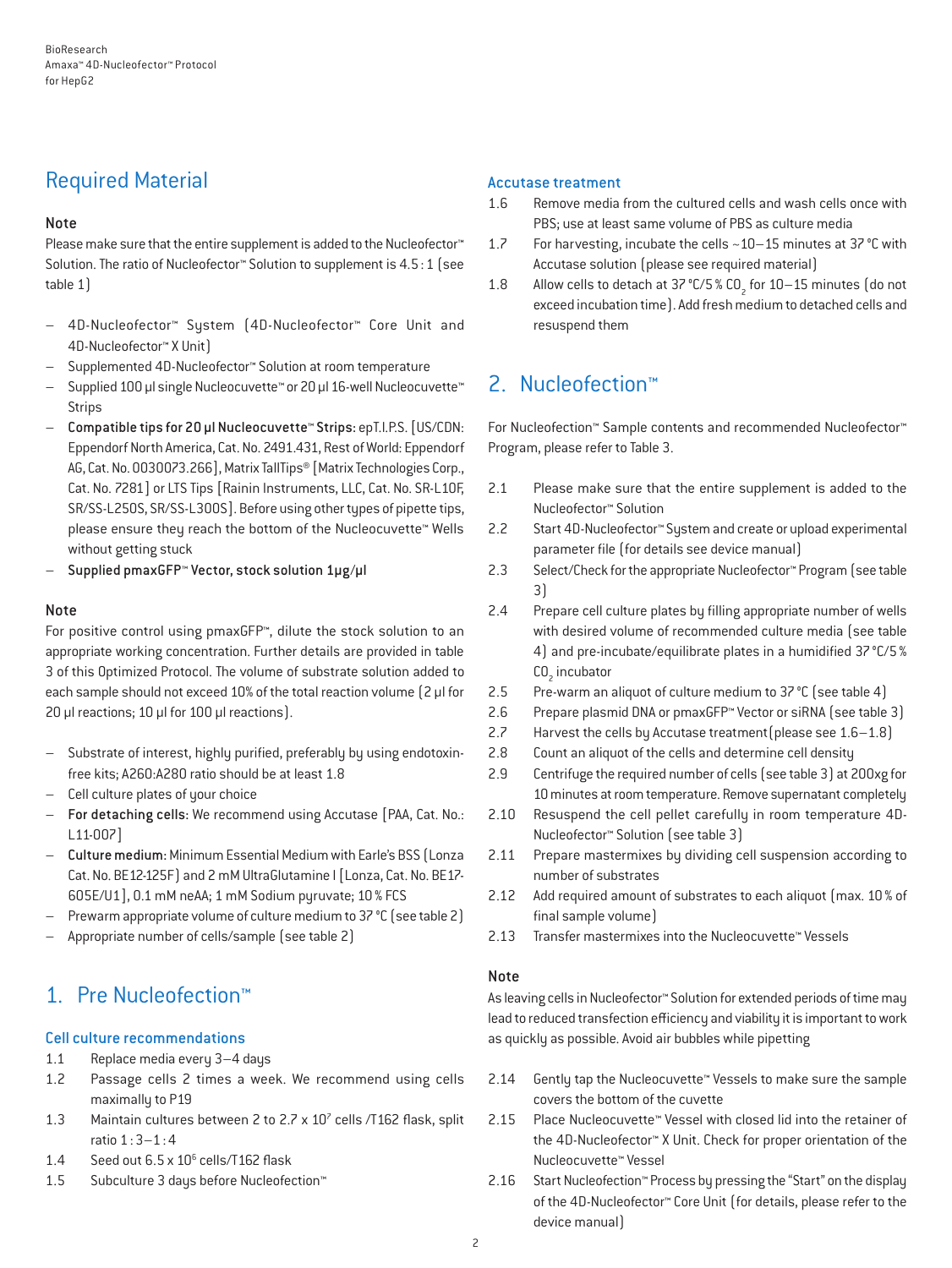## Required Material

### Note

Please make sure that the entire supplement is added to the Nucleofector™ Solution. The ratio of Nucleofector™ Solution to supplement is 4.5 : 1 (see table 1)

- 4D-Nucleofector™ System (4D-Nucleofector™ Core Unit and 4D-Nucleofector™ X Unit)
- Supplemented 4D-Nucleofector™ Solution at room temperature
- Supplied 100 µl single Nucleocuvette™ or 20 µl 16-well Nucleocuvette™ Strips
- **Compatible tips for 20 µl Nucleocuvette™ Strips:** epT.I.P.S. [US/CDN: Eppendorf North America, Cat. No. 2491.431, Rest of World: Eppendorf AG, Cat. No. 0030073.266], Matrix TallTips® [Matrix Technologies Corp., Cat. No. 7281] or LTS Tips [Rainin Instruments, LLC, Cat. No. SR-L10F, SR/SS-L250S, SR/SS-L300S]. Before using other types of pipette tips, please ensure they reach the bottom of the Nucleocuvette™ Wells without getting stuck
- **Supplied pmaxGFP™ Vector, stock solution 1µg/µl**

### Note

For positive control using pmaxGFP™, dilute the stock solution to an appropriate working concentration. Further details are provided in table 3 of this Optimized Protocol. The volume of substrate solution added to each sample should not exceed 10% of the total reaction volume (2 µl for 20 µl reactions; 10 µl for 100 µl reactions).

- Substrate of interest, highly purified, preferably by using endotoxin-free kits; A260:A280 ratio should be at least 1.8
- Cell culture plates of your choice
- **For detaching cells:** We recommend using Accutase [PAA, Cat. No.: L11-007]
- **Culture medium:** Minimum Essential Medium with Earle's BSS (Lonza Cat. No. BE12-125F) and 2 mM UltraGlutamine I [Lonza, Cat. No. BE17-605E/U1], 0.1 mM neAA; 1 mM Sodium pyruvate; 10 % FCS
- Prewarm appropriate volume of culture medium to 37 °C (see table 2)
- Appropriate number of cells/sample (see table 2)

## 1. Pre Nucleofection™

### Cell culture recommendations

1.1 Replace media every 3–4 days
1.2 Passage cells 2 times a week. We recommend using cells maximally to P19
1.3 Maintain cultures between 2 to 2.7 x $10^7$ cells /T162 flask, split ratio 1 : 3–1 : 4
1.4 Seed out 6.5 x $10^6$ cells/T162 flask
1.5 Subculture 3 days before Nucleofection™

### Accutase treatment

1.6 Remove media from the cultured cells and wash cells once with PBS; use at least same volume of PBS as culture media
1.7 For harvesting, incubate the cells ~10–15 minutes at 37 °C with Accutase solution (please see required material)
1.8 Allow cells to detach at 37 °C/5 % $CO_2$ for 10–15 minutes (do not exceed incubation time). Add fresh medium to detached cells and resuspend them

## 2. Nucleofection™

For Nucleofection™ Sample contents and recommended Nucleofector™ Program, please refer to Table 3.

2.1 Please make sure that the entire supplement is added to the Nucleofector™ Solution
2.2 Start 4D-Nucleofector™ System and create or upload experimental parameter file (for details see device manual)
2.3 Select/Check for the appropriate Nucleofector™ Program (see table 3)
2.4 Prepare cell culture plates by filling appropriate number of wells with desired volume of recommended culture media (see table 4) and pre-incubate/equilibrate plates in a humidified 37 °C/5 % $CO_2$ incubator
2.5 Pre-warm an aliquot of culture medium to 37 °C (see table 4)
2.6 Prepare plasmid DNA or pmaxGFP™ Vector or siRNA (see table 3)
2.7 Harvest the cells by Accutase treatment (please see 1.6–1.8)
2.8 Count an aliquot of the cells and determine cell density
2.9 Centrifuge the required number of cells (see table 3) at 200xg for 10 minutes at room temperature. Remove supernatant completely
2.10 Resuspend the cell pellet carefully in room temperature 4D-Nucleofector™ Solution (see table 3)
2.11 Prepare mastermixes by dividing cell suspension according to number of substrates
2.12 Add required amount of substrates to each aliquot (max. 10 % of final sample volume)
2.13 Transfer mastermixes into the Nucleocuvette™ Vessels

### Note

As leaving cells in Nucleofector™ Solution for extended periods of time may lead to reduced transfection efficiency and viability it is important to work as quickly as possible. Avoid air bubbles while pipetting

2.14 Gently tap the Nucleocuvette™ Vessels to make sure the sample covers the bottom of the cuvette
2.15 Place Nucleocuvette™ Vessel with closed lid into the retainer of the 4D-Nucleofector™ X Unit. Check for proper orientation of the Nucleocuvette™ Vessel
2.16 Start Nucleofection™ Process by pressing the "Start" on the display of the 4D-Nucleofector™ Core Unit (for details, please refer to the device manual)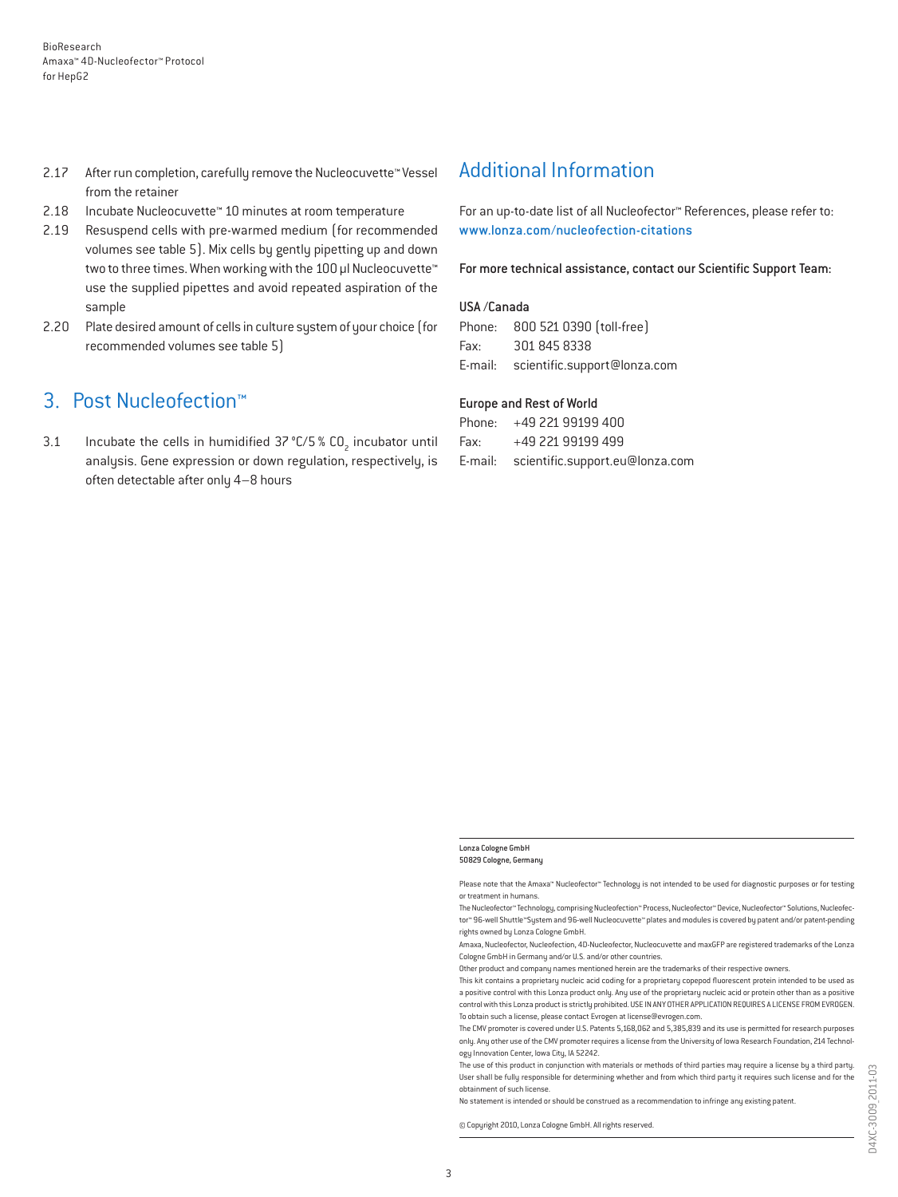2.17 After run completion, carefully remove the Nucleocuvette™ Vessel from the retainer

2.18 Incubate Nucleocuvette™ 10 minutes at room temperature

2.19 Resuspend cells with pre-warmed medium (for recommended volumes see table 5). Mix cells by gently pipetting up and down two to three times. When working with the 100 µl Nucleocuvette™ use the supplied pipettes and avoid repeated aspiration of the sample

2.20 Plate desired amount of cells in culture system of your choice (for recommended volumes see table 5)

## 3. Post Nucleofection™

3.1 Incubate the cells in humidified 37 °C/5 % $CO_2$ incubator until analysis. Gene expression or down regulation, respectively, is often detectable after only 4–8 hours

## Additional Information

For an up-to-date list of all Nucleofector™ References, please refer to:
www.lonza.com/nucleofection-citations

For more technical assistance, contact our Scientific Support Team:

**USA /Canada**
Phone: 800 521 0390 (toll-free)
Fax: 301 845 8338
E-mail: scientific.support@lonza.com

**Europe and Rest of World**
Phone: +49 221 99199 400
Fax: +49 221 99199 499
E-mail: scientific.support.eu@lonza.com

Lonza Cologne GmbH
50829 Cologne, Germany

Please note that the Amaxa™ Nucleofector™ Technology is not intended to be used for diagnostic purposes or for testing or treatment in humans.
The Nucleofector™ Technology, comprising Nucleofection™ Process, Nucleofector™ Device, Nucleofector™ Solutions, Nucleofector™ 96-well Shuttle™System and 96-well Nucleocuvette™ plates and modules is covered by patent and/or patent-pending rights owned by Lonza Cologne GmbH.
Amaxa, Nucleofector, Nucleofection, 4D-Nucleofector, Nucleocuvette and maxGFP are registered trademarks of the Lonza Cologne GmbH in Germany and/or U.S. and/or other countries.
Other product and company names mentioned herein are the trademarks of their respective owners.
This kit contains a proprietary nucleic acid coding for a proprietary copepod fluorescent protein intended to be used as a positive control with this Lonza product only. Any use of the proprietary nucleic acid or protein other than as a positive control with this Lonza product is strictly prohibited. USE IN ANY OTHER APPLICATION REQUIRES A LICENSE FROM EVROGEN. To obtain such a license, please contact Evrogen at license@evrogen.com.
The CMV promoter is covered under U.S. Patents 5,168,062 and 5,385,839 and its use is permitted for research purposes only. Any other use of the CMV promoter requires a license from the University of Iowa Research Foundation, 214 Technology Innovation Center, Iowa City, IA 52242.
The use of this product in conjunction with materials or methods of third parties may require a license by a third party. User shall be fully responsible for determining whether and from which third party it requires such license and for the obtainment of such license.
No statement is intended or should be construed as a recommendation to infringe any existing patent.

© Copyright 2010, Lonza Cologne GmbH. All rights reserved.

D4XC-3009_2011-03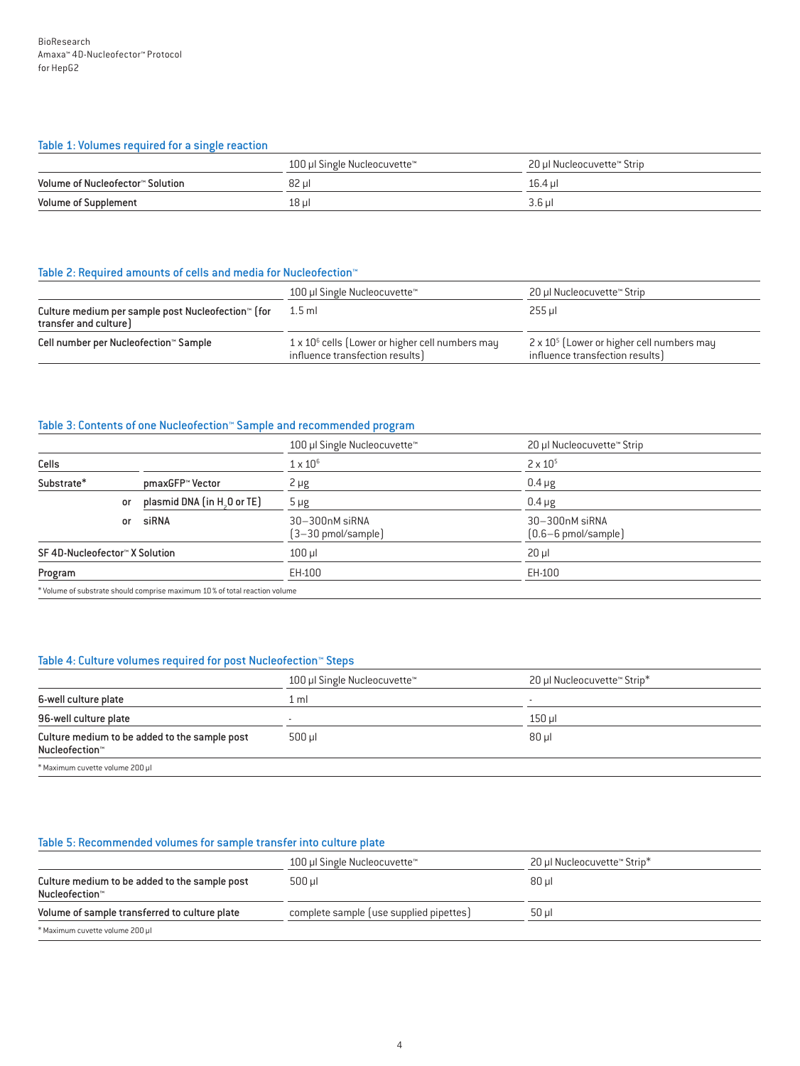### Table 1: Volumes required for a single reaction

| | 100 µl Single Nucleocuvette™ | 20 µl Nucleocuvette™ Strip |
|---|---|---|
| Volume of Nucleofector™ Solution | 82 µl | 16.4 µl |
| Volume of Supplement | 18 µl | 3.6 µl |

### Table 2: Required amounts of cells and media for Nucleofection™

| | 100 µl Single Nucleocuvette™ | 20 µl Nucleocuvette™ Strip |
|---|---|---|
| Culture medium per sample post Nucleofection™ (for transfer and culture) | 1.5 ml | 255 µl |
| Cell number per Nucleofection™ Sample | $1 \times 10^6$ cells (Lower or higher cell numbers may influence transfection results) | $2 \times 10^5$ (Lower or higher cell numbers may influence transfection results) |

### Table 3: Contents of one Nucleofection™ Sample and recommended program

| | | 100 µl Single Nucleocuvette™ | 20 µl Nucleocuvette™ Strip |
|---|---|---|---|
| Cells | | $1 \times 10^6$ | $2 \times 10^5$ |
| Substrate* | pmaxGFP™ Vector | 2 µg | 0.4 µg |
| or | plasmid DNA (in $H_2O$ or TE) | 5 µg | 0.4 µg |
| or | siRNA | 30–300nM siRNA (3–30 pmol/sample) | 30–300nM siRNA (0.6–6 pmol/sample) |
| SF 4D-Nucleofector™ X Solution | | 100 µl | 20 µl |
| Program | | EH-100 | EH-100 |

\* Volume of substrate should comprise maximum 10 % of total reaction volume

### Table 4: Culture volumes required for post Nucleofection™ Steps

| | 100 µl Single Nucleocuvette™ | 20 µl Nucleocuvette™ Strip* |
|---|---|---|
| 6-well culture plate | 1 ml | - |
| 96-well culture plate | - | 150 µl |
| Culture medium to be added to the sample post Nucleofection™ | 500 µl | 80 µl |

\* Maximum cuvette volume 200 µl

### Table 5: Recommended volumes for sample transfer into culture plate

| | 100 µl Single Nucleocuvette™ | 20 µl Nucleocuvette™ Strip* |
|---|---|---|
| Culture medium to be added to the sample post Nucleofection™ | 500 µl | 80 µl |
| Volume of sample transferred to culture plate | complete sample (use supplied pipettes) | 50 µl |

\* Maximum cuvette volume 200 µl